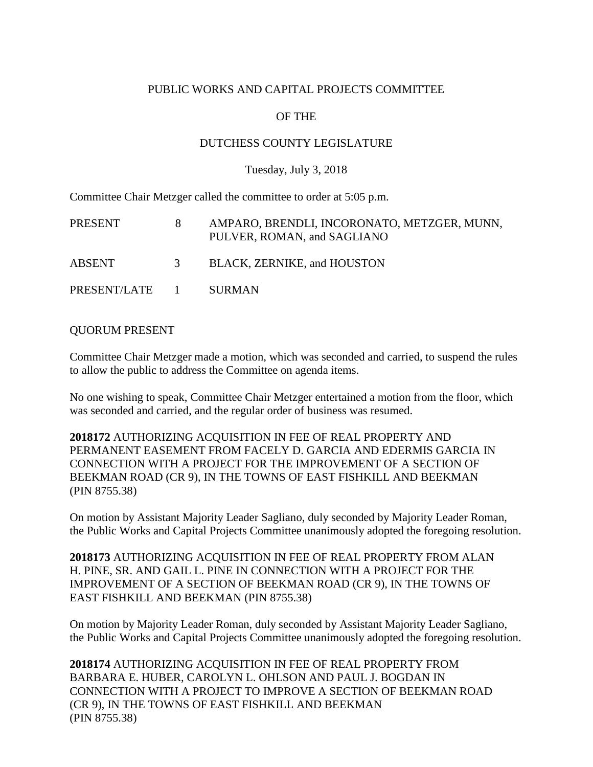PUBLIC WORKS AND CAPITAL PROJECTS COMMITTEE

OF THE

DUTCHESS COUNTY LEGISLATURE

Tuesday, July 3, 2018

Committee Chair Metzger called the committee to order at 5:05 p.m.

| | | |
|---|---|---|
| PRESENT | 8 | AMPARO, BRENDLI, INCORONATO, METZGER, MUNN, PULVER, ROMAN, and SAGLIANO |
| ABSENT | 3 | BLACK, ZERNIKE, and HOUSTON |
| PRESENT/LATE | 1 | SURMAN |

QUORUM PRESENT

Committee Chair Metzger made a motion, which was seconded and carried, to suspend the rules to allow the public to address the Committee on agenda items.

No one wishing to speak, Committee Chair Metzger entertained a motion from the floor, which was seconded and carried, and the regular order of business was resumed.

**2018172** AUTHORIZING ACQUISITION IN FEE OF REAL PROPERTY AND PERMANENT EASEMENT FROM FACELY D. GARCIA AND EDERMIS GARCIA IN CONNECTION WITH A PROJECT FOR THE IMPROVEMENT OF A SECTION OF BEEKMAN ROAD (CR 9), IN THE TOWNS OF EAST FISHKILL AND BEEKMAN (PIN 8755.38)

On motion by Assistant Majority Leader Sagliano, duly seconded by Majority Leader Roman, the Public Works and Capital Projects Committee unanimously adopted the foregoing resolution.

**2018173** AUTHORIZING ACQUISITION IN FEE OF REAL PROPERTY FROM ALAN H. PINE, SR. AND GAIL L. PINE IN CONNECTION WITH A PROJECT FOR THE IMPROVEMENT OF A SECTION OF BEEKMAN ROAD (CR 9), IN THE TOWNS OF EAST FISHKILL AND BEEKMAN (PIN 8755.38)

On motion by Majority Leader Roman, duly seconded by Assistant Majority Leader Sagliano, the Public Works and Capital Projects Committee unanimously adopted the foregoing resolution.

**2018174** AUTHORIZING ACQUISITION IN FEE OF REAL PROPERTY FROM BARBARA E. HUBER, CAROLYN L. OHLSON AND PAUL J. BOGDAN IN CONNECTION WITH A PROJECT TO IMPROVE A SECTION OF BEEKMAN ROAD (CR 9), IN THE TOWNS OF EAST FISHKILL AND BEEKMAN (PIN 8755.38)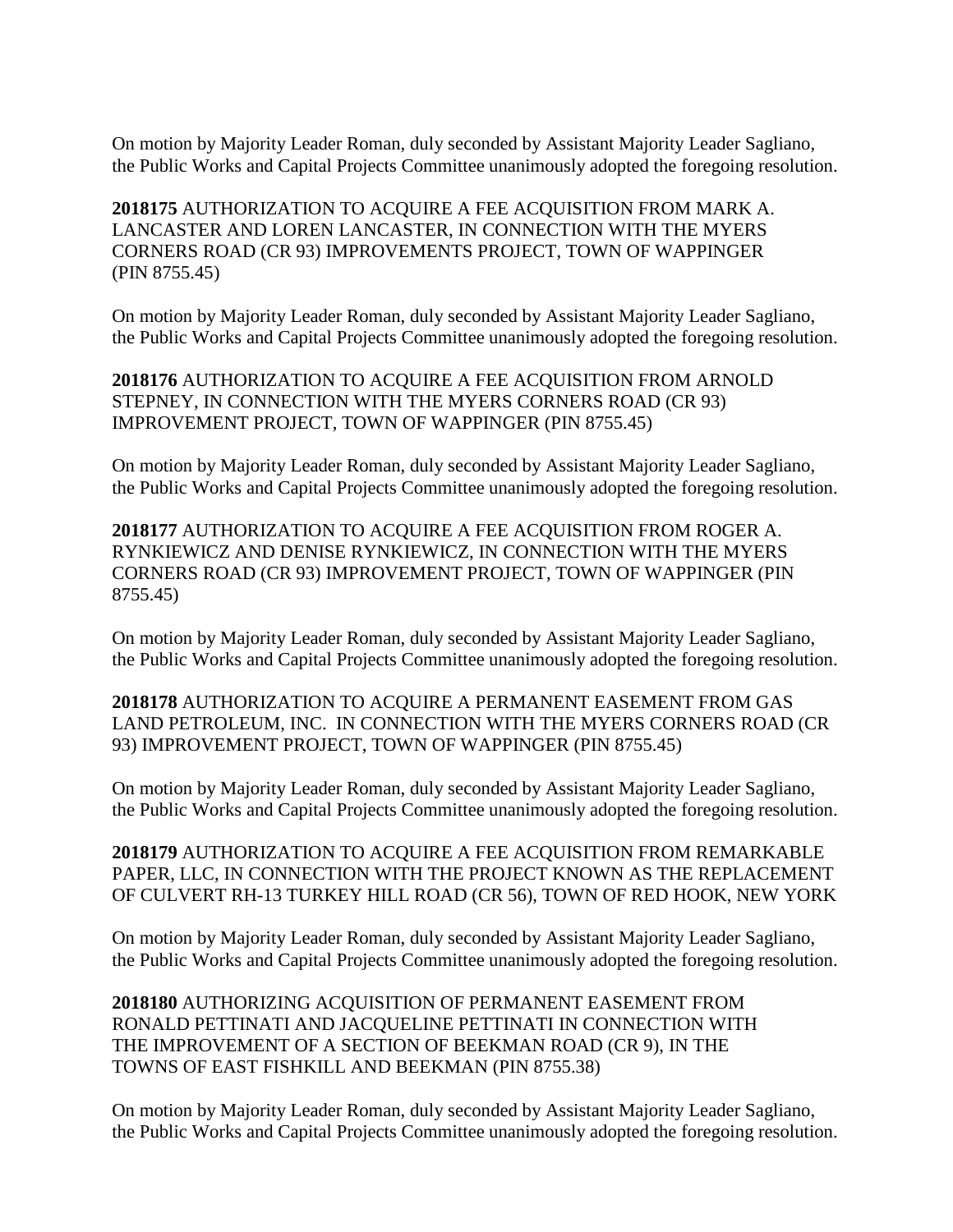On motion by Majority Leader Roman, duly seconded by Assistant Majority Leader Sagliano, the Public Works and Capital Projects Committee unanimously adopted the foregoing resolution.

**2018175** AUTHORIZATION TO ACQUIRE A FEE ACQUISITION FROM MARK A. LANCASTER AND LOREN LANCASTER, IN CONNECTION WITH THE MYERS CORNERS ROAD (CR 93) IMPROVEMENTS PROJECT, TOWN OF WAPPINGER (PIN 8755.45)

On motion by Majority Leader Roman, duly seconded by Assistant Majority Leader Sagliano, the Public Works and Capital Projects Committee unanimously adopted the foregoing resolution.

**2018176** AUTHORIZATION TO ACQUIRE A FEE ACQUISITION FROM ARNOLD STEPNEY, IN CONNECTION WITH THE MYERS CORNERS ROAD (CR 93) IMPROVEMENT PROJECT, TOWN OF WAPPINGER (PIN 8755.45)

On motion by Majority Leader Roman, duly seconded by Assistant Majority Leader Sagliano, the Public Works and Capital Projects Committee unanimously adopted the foregoing resolution.

**2018177** AUTHORIZATION TO ACQUIRE A FEE ACQUISITION FROM ROGER A. RYNKIEWICZ AND DENISE RYNKIEWICZ, IN CONNECTION WITH THE MYERS CORNERS ROAD (CR 93) IMPROVEMENT PROJECT, TOWN OF WAPPINGER (PIN 8755.45)

On motion by Majority Leader Roman, duly seconded by Assistant Majority Leader Sagliano, the Public Works and Capital Projects Committee unanimously adopted the foregoing resolution.

**2018178** AUTHORIZATION TO ACQUIRE A PERMANENT EASEMENT FROM GAS LAND PETROLEUM, INC. IN CONNECTION WITH THE MYERS CORNERS ROAD (CR 93) IMPROVEMENT PROJECT, TOWN OF WAPPINGER (PIN 8755.45)

On motion by Majority Leader Roman, duly seconded by Assistant Majority Leader Sagliano, the Public Works and Capital Projects Committee unanimously adopted the foregoing resolution.

**2018179** AUTHORIZATION TO ACQUIRE A FEE ACQUISITION FROM REMARKABLE PAPER, LLC, IN CONNECTION WITH THE PROJECT KNOWN AS THE REPLACEMENT OF CULVERT RH-13 TURKEY HILL ROAD (CR 56), TOWN OF RED HOOK, NEW YORK

On motion by Majority Leader Roman, duly seconded by Assistant Majority Leader Sagliano, the Public Works and Capital Projects Committee unanimously adopted the foregoing resolution.

**2018180** AUTHORIZING ACQUISITION OF PERMANENT EASEMENT FROM RONALD PETTINATI AND JACQUELINE PETTINATI IN CONNECTION WITH THE IMPROVEMENT OF A SECTION OF BEEKMAN ROAD (CR 9), IN THE TOWNS OF EAST FISHKILL AND BEEKMAN (PIN 8755.38)

On motion by Majority Leader Roman, duly seconded by Assistant Majority Leader Sagliano, the Public Works and Capital Projects Committee unanimously adopted the foregoing resolution.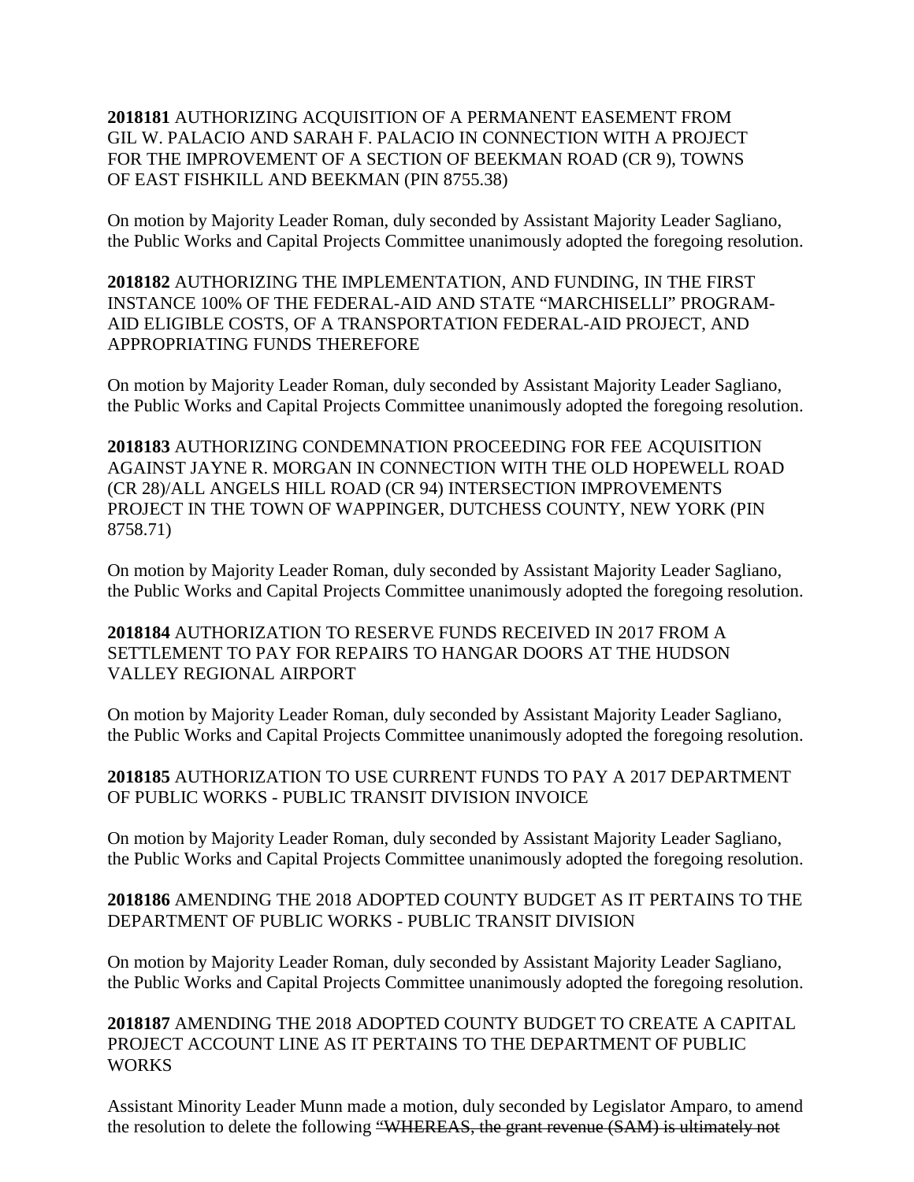**2018181** AUTHORIZING ACQUISITION OF A PERMANENT EASEMENT FROM GIL W. PALACIO AND SARAH F. PALACIO IN CONNECTION WITH A PROJECT FOR THE IMPROVEMENT OF A SECTION OF BEEKMAN ROAD (CR 9), TOWNS OF EAST FISHKILL AND BEEKMAN (PIN 8755.38)

On motion by Majority Leader Roman, duly seconded by Assistant Majority Leader Sagliano, the Public Works and Capital Projects Committee unanimously adopted the foregoing resolution.

**2018182** AUTHORIZING THE IMPLEMENTATION, AND FUNDING, IN THE FIRST INSTANCE 100% OF THE FEDERAL-AID AND STATE "MARCHISELLI" PROGRAM-AID ELIGIBLE COSTS, OF A TRANSPORTATION FEDERAL-AID PROJECT, AND APPROPRIATING FUNDS THEREFORE

On motion by Majority Leader Roman, duly seconded by Assistant Majority Leader Sagliano, the Public Works and Capital Projects Committee unanimously adopted the foregoing resolution.

**2018183** AUTHORIZING CONDEMNATION PROCEEDING FOR FEE ACQUISITION AGAINST JAYNE R. MORGAN IN CONNECTION WITH THE OLD HOPEWELL ROAD (CR 28)/ALL ANGELS HILL ROAD (CR 94) INTERSECTION IMPROVEMENTS PROJECT IN THE TOWN OF WAPPINGER, DUTCHESS COUNTY, NEW YORK (PIN 8758.71)

On motion by Majority Leader Roman, duly seconded by Assistant Majority Leader Sagliano, the Public Works and Capital Projects Committee unanimously adopted the foregoing resolution.

**2018184** AUTHORIZATION TO RESERVE FUNDS RECEIVED IN 2017 FROM A SETTLEMENT TO PAY FOR REPAIRS TO HANGAR DOORS AT THE HUDSON VALLEY REGIONAL AIRPORT

On motion by Majority Leader Roman, duly seconded by Assistant Majority Leader Sagliano, the Public Works and Capital Projects Committee unanimously adopted the foregoing resolution.

**2018185** AUTHORIZATION TO USE CURRENT FUNDS TO PAY A 2017 DEPARTMENT OF PUBLIC WORKS - PUBLIC TRANSIT DIVISION INVOICE

On motion by Majority Leader Roman, duly seconded by Assistant Majority Leader Sagliano, the Public Works and Capital Projects Committee unanimously adopted the foregoing resolution.

**2018186** AMENDING THE 2018 ADOPTED COUNTY BUDGET AS IT PERTAINS TO THE DEPARTMENT OF PUBLIC WORKS - PUBLIC TRANSIT DIVISION

On motion by Majority Leader Roman, duly seconded by Assistant Majority Leader Sagliano, the Public Works and Capital Projects Committee unanimously adopted the foregoing resolution.

**2018187** AMENDING THE 2018 ADOPTED COUNTY BUDGET TO CREATE A CAPITAL PROJECT ACCOUNT LINE AS IT PERTAINS TO THE DEPARTMENT OF PUBLIC WORKS

Assistant Minority Leader Munn made a motion, duly seconded by Legislator Amparo, to amend the resolution to delete the following ~~"WHEREAS, the grant revenue (SAM) is ultimately not~~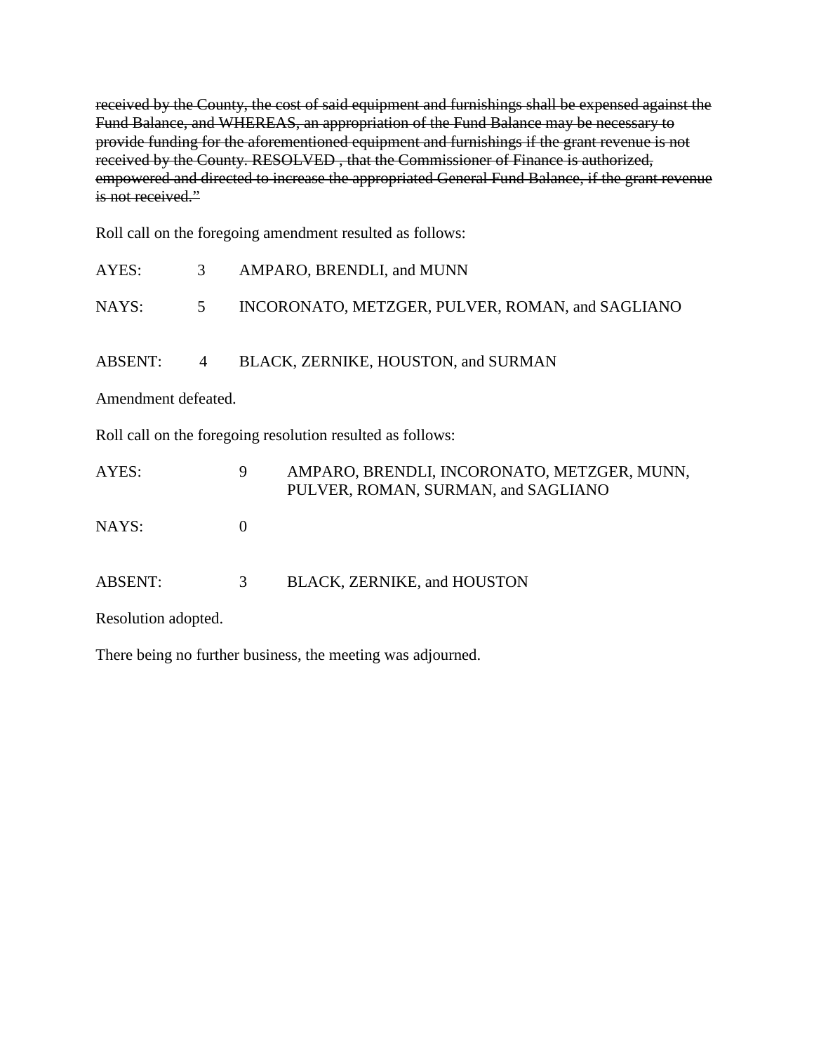~~received by the County, the cost of said equipment and furnishings shall be expensed against the Fund Balance, and WHEREAS, an appropriation of the Fund Balance may be necessary to provide funding for the aforementioned equipment and furnishings if the grant revenue is not received by the County. RESOLVED , that the Commissioner of Finance is authorized, empowered and directed to increase the appropriated General Fund Balance, if the grant revenue is not received."~~

Roll call on the foregoing amendment resulted as follows:

| | | |
|---|---|---|
| AYES: | 3 | AMPARO, BRENDLI, and MUNN |
| NAYS: | 5 | INCORONATO, METZGER, PULVER, ROMAN, and SAGLIANO |
| ABSENT: | 4 | BLACK, ZERNIKE, HOUSTON, and SURMAN |

Amendment defeated.

Roll call on the foregoing resolution resulted as follows:

| | | |
|---|---|---|
| AYES: | 9 | AMPARO, BRENDLI, INCORONATO, METZGER, MUNN, PULVER, ROMAN, SURMAN, and SAGLIANO |
| NAYS: | 0 | |
| ABSENT: | 3 | BLACK, ZERNIKE, and HOUSTON |

Resolution adopted.

There being no further business, the meeting was adjourned.